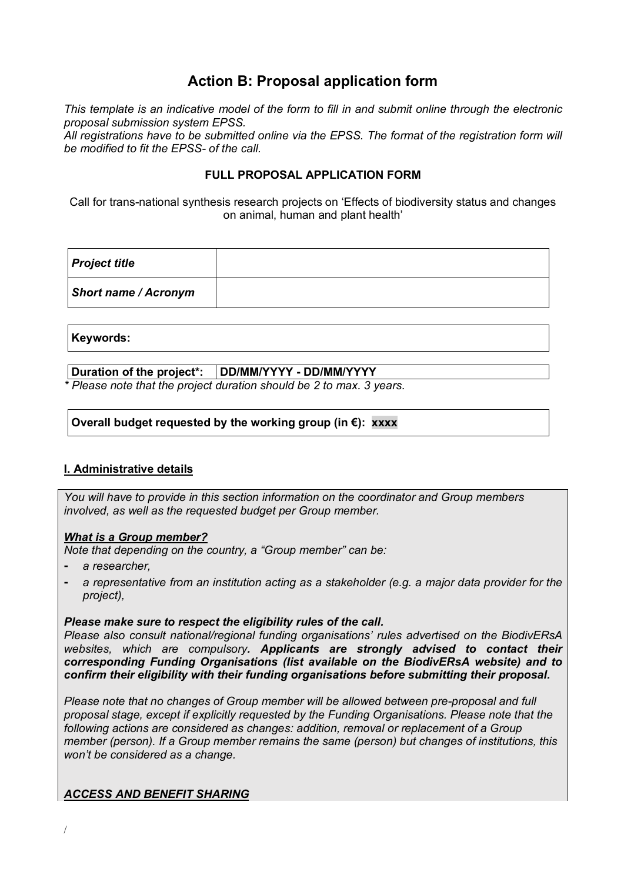# Action B: Proposal application form

*This template is an indicative model of the form to fill in and submit online through the electronic proposal submission system EPSS.*
*All registrations have to be submitted online via the EPSS. The format of the registration form will be modified to fit the EPSS- of the call.*

**FULL PROPOSAL APPLICATION FORM**

Call for trans-national synthesis research projects on 'Effects of biodiversity status and changes on animal, human and plant health'

| *Project title* | |
|---|---|
| ***Short name / Acronym*** | |

| **Keywords:** |
|---|

| **Duration of the project\*:** | **DD/MM/YYYY - DD/MM/YYYY** |
|---|---|

*\* Please note that the project duration should be 2 to max. 3 years.*

| **Overall budget requested by the working group (in €): xxxx** |
|---|

## I. Administrative details

*You will have to provide in this section information on the coordinator and Group members involved, as well as the requested budget per Group member.*

***What is a Group member?***
*Note that depending on the country, a "Group member" can be:*

- *a researcher,*
- *a representative from an institution acting as a stakeholder (e.g. a major data provider for the project),*

***Please make sure to respect the eligibility rules of the call.***
*Please also consult national/regional funding organisations' rules advertised on the BiodivERsA websites, which are compulsory**. Applicants are strongly advised to contact their corresponding Funding Organisations (list available on the BiodivERsA website) and to confirm their eligibility with their funding organisations before submitting their proposal.***

*Please note that no changes of Group member will be allowed between pre-proposal and full proposal stage, except if explicitly requested by the Funding Organisations. Please note that the following actions are considered as changes: addition, removal or replacement of a Group member (person). If a Group member remains the same (person) but changes of institutions, this won't be considered as a change.*

***ACCESS AND BENEFIT SHARING***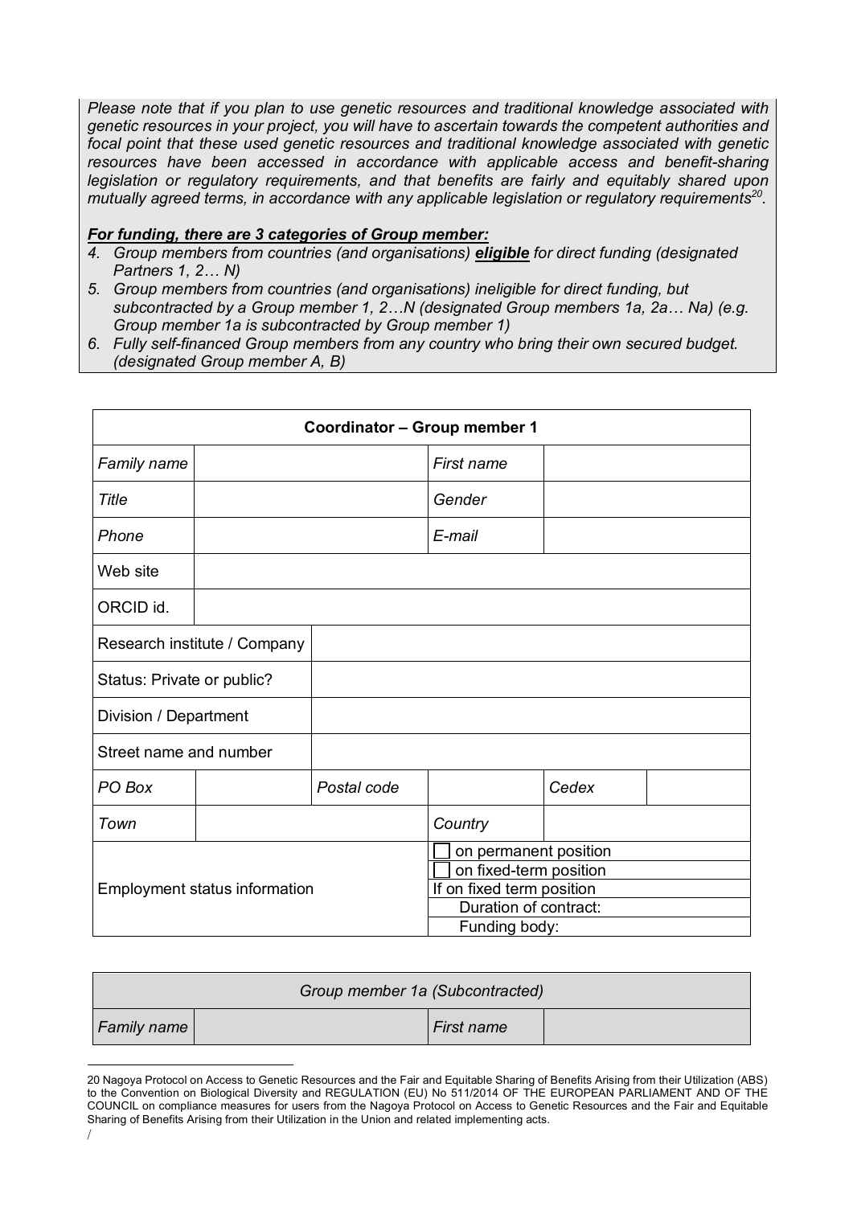*Please note that if you plan to use genetic resources and traditional knowledge associated with genetic resources in your project, you will have to ascertain towards the competent authorities and focal point that these used genetic resources and traditional knowledge associated with genetic resources have been accessed in accordance with applicable access and benefit-sharing legislation or regulatory requirements, and that benefits are fairly and equitably shared upon mutually agreed terms, in accordance with any applicable legislation or regulatory requirements[20].*

***For funding, there are 3 categories of Group member:***

4. *Group members from countries (and organisations)* ***eligible*** *for direct funding (designated Partners 1, 2… N)*
5. *Group members from countries (and organisations) ineligible for direct funding, but subcontracted by a Group member 1, 2…N (designated Group members 1a, 2a… Na) (e.g. Group member 1a is subcontracted by Group member 1)*
6. *Fully self-financed Group members from any country who bring their own secured budget. (designated Group member A, B)*

| **Coordinator – Group member 1** | | | | | |
|---|---|---|---|---|---|
| *Family name* | | | *First name* | | |
| *Title* | | | *Gender* | | |
| *Phone* | | | *E-mail* | | |
| Web site | | | | | |
| ORCID id. | | | | | |
| Research institute / Company | | | | | |
| Status: Private or public? | | | | | |
| Division / Department | | | | | |
| Street name and number | | | | | |
| *PO Box* | | *Postal code* | | *Cedex* | |
| *Town* | | | *Country* | | |
| Employment status information | | | ☐ on permanent position<br>☐ on fixed-term position<br>If on fixed term position<br>Duration of contract:<br>Funding body: | | |

| *Group member 1a (Subcontracted)* | | | |
|---|---|---|---|
| *Family name* | | *First name* | |

20 Nagoya Protocol on Access to Genetic Resources and the Fair and Equitable Sharing of Benefits Arising from their Utilization (ABS) to the Convention on Biological Diversity and REGULATION (EU) No 511/2014 OF THE EUROPEAN PARLIAMENT AND OF THE COUNCIL on compliance measures for users from the Nagoya Protocol on Access to Genetic Resources and the Fair and Equitable Sharing of Benefits Arising from their Utilization in the Union and related implementing acts.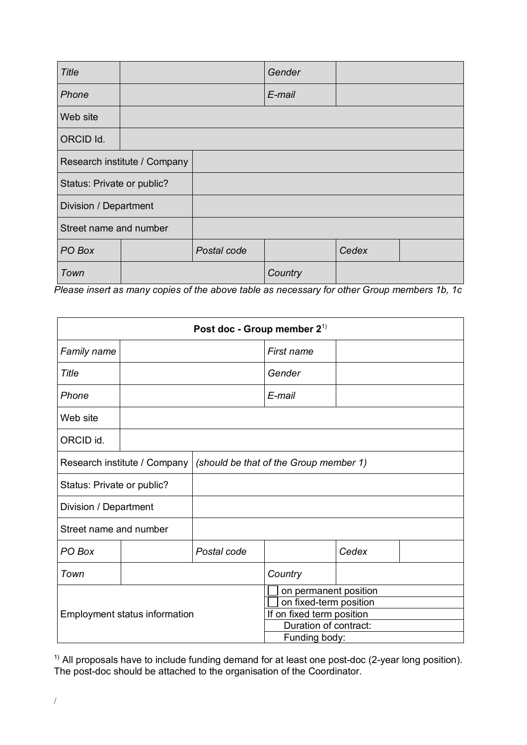| *Title* | | | *Gender* | | |
| --- | --- | --- | --- | --- | --- |
| *Phone* | | | *E-mail* | | |
| Web site | | | | | |
| ORCID Id. | | | | | |
| Research institute / Company | | | | | |
| Status: Private or public? | | | | | |
| Division / Department | | | | | |
| Street name and number | | | | | |
| *PO Box* | | *Postal code* | | *Cedex* | |
| *Town* | | | *Country* | | |

*Please insert as many copies of the above table as necessary for other Group members 1b, 1c*

| **Post doc - Group member 2**[1] | | | | | |
| --- | --- | --- | --- | --- | --- |
| *Family name* | | | *First name* | | |
| *Title* | | | *Gender* | | |
| *Phone* | | | *E-mail* | | |
| Web site | | | | | |
| ORCID id. | | | | | |
| Research institute / Company | *(should be that of the Group member 1)* | | | | |
| Status: Private or public? | | | | | |
| Division / Department | | | | | |
| Street name and number | | | | | |
| *PO Box* | | *Postal code* | | *Cedex* | |
| *Town* | | | *Country* | | |
| Employment status information | | | ☐ on permanent position<br>☐ on fixed-term position<br>If on fixed term position<br>Duration of contract:<br>Funding body: | | |

[1] All proposals have to include funding demand for at least one post-doc (2-year long position). The post-doc should be attached to the organisation of the Coordinator.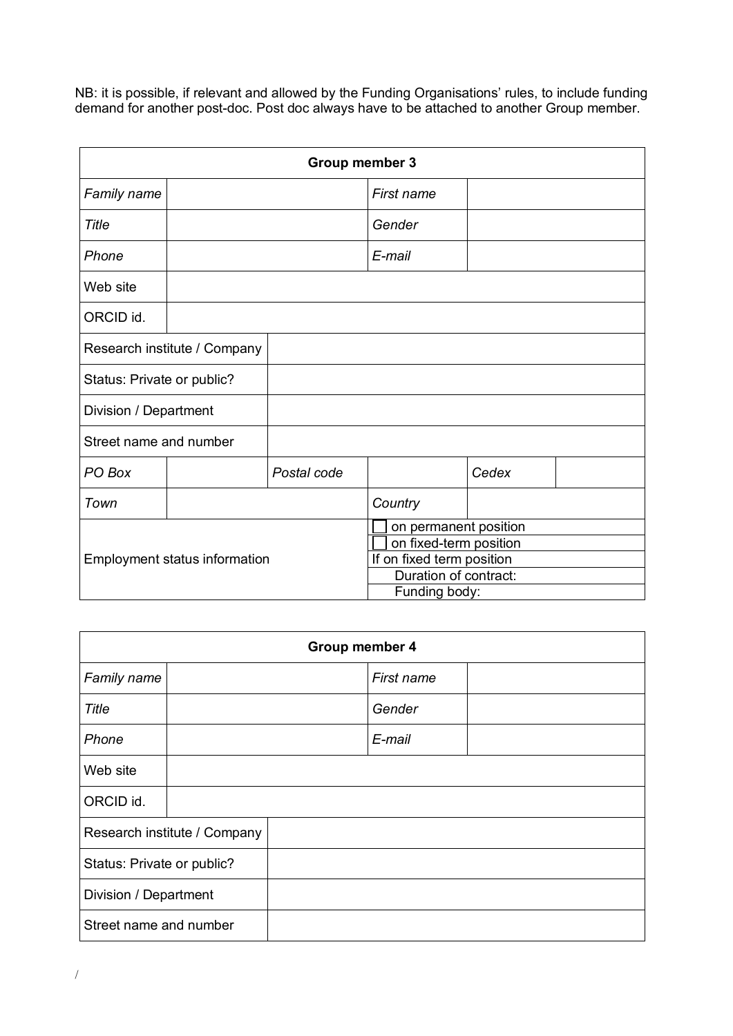NB: it is possible, if relevant and allowed by the Funding Organisations' rules, to include funding demand for another post-doc. Post doc always have to be attached to another Group member.

| **Group member 3** | | | | | |
|---|---|---|---|---|---|
| *Family name* | | | *First name* | | |
| *Title* | | | *Gender* | | |
| *Phone* | | | *E-mail* | | |
| Web site | | | | | |
| ORCID id. | | | | | |
| Research institute / Company | | | | | |
| Status: Private or public? | | | | | |
| Division / Department | | | | | |
| Street name and number | | | | | |
| *PO Box* | | *Postal code* | | *Cedex* | |
| *Town* | | | *Country* | | |
| Employment status information | | | ☐ on permanent position<br>☐ on fixed-term position<br>If on fixed term position<br>Duration of contract:<br>Funding body: | | |

| **Group member 4** | | | | |
|---|---|---|---|---|
| *Family name* | | | *First name* | |
| *Title* | | | *Gender* | |
| *Phone* | | | *E-mail* | |
| Web site | | | | |
| ORCID id. | | | | |
| Research institute / Company | | | | |
| Status: Private or public? | | | | |
| Division / Department | | | | |
| Street name and number | | | | |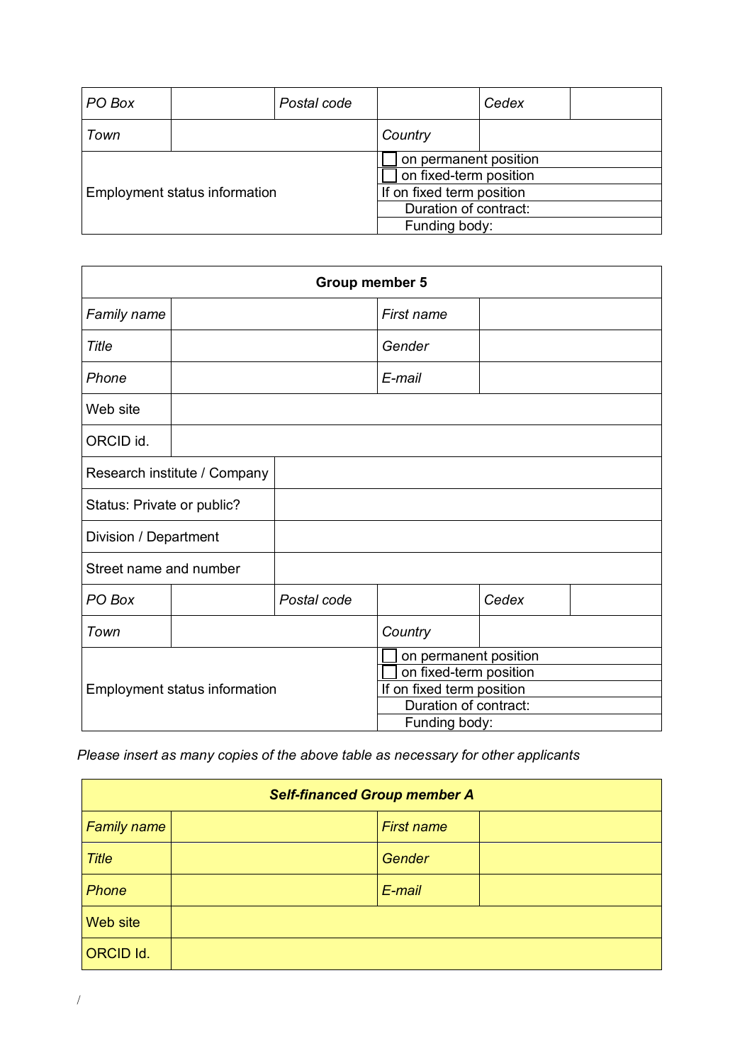| *PO Box* | | *Postal code* | | *Cedex* | |
|---|---|---|---|---|---|
| *Town* | | | *Country* | | |
| Employment status information | | | ☐ on permanent position | | |
| | | | ☐ on fixed-term position | | |
| | | | If on fixed term position | | |
| | | | Duration of contract: | | |
| | | | Funding body: | | |

| **Group member 5** | | | | | |
|---|---|---|---|---|---|
| *Family name* | | | *First name* | | |
| *Title* | | | *Gender* | | |
| *Phone* | | | *E-mail* | | |
| Web site | | | | | |
| ORCID id. | | | | | |
| Research institute / Company | | | | | |
| Status: Private or public? | | | | | |
| Division / Department | | | | | |
| Street name and number | | | | | |
| *PO Box* | | *Postal code* | | *Cedex* | |
| *Town* | | | *Country* | | |
| Employment status information | | | ☐ on permanent position | | |
| | | | ☐ on fixed-term position | | |
| | | | If on fixed term position | | |
| | | | Duration of contract: | | |
| | | | Funding body: | | |

*Please insert as many copies of the above table as necessary for other applicants*

| ***Self-financed Group member A*** | | | |
|---|---|---|---|
| *Family name* | | *First name* | |
| *Title* | | *Gender* | |
| *Phone* | | *E-mail* | |
| Web site | | | |
| ORCID Id. | | | |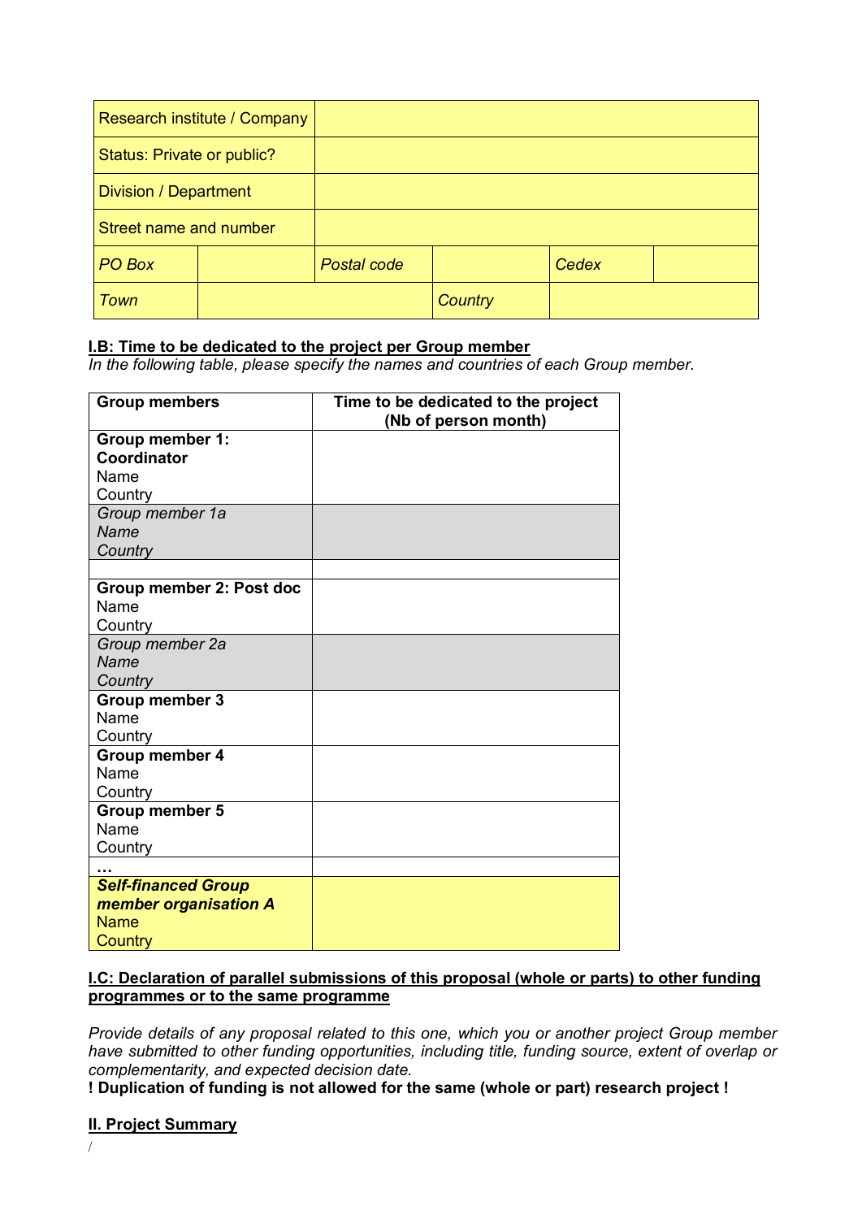| Research institute / Company | | | | | |
|---|---|---|---|---|---|
| Status: Private or public? | | | | | |
| Division / Department | | | | | |
| Street name and number | | | | | |
| *PO Box* | | *Postal code* | | *Cedex* | |
| *Town* | | | *Country* | | |

**I.B: Time to be dedicated to the project per Group member**

*In the following table, please specify the names and countries of each Group member.*

| Group members | Time to be dedicated to the project (Nb of person month) |
|---|---|
| **Group member 1: Coordinator** Name Country | |
| *Group member 1a Name Country* | |
| | |
| **Group member 2: Post doc** Name Country | |
| *Group member 2a Name Country* | |
| **Group member 3** Name Country | |
| **Group member 4** Name Country | |
| **Group member 5** Name Country | |
| **…** | |
| ***Self-financed Group member organisation A*** Name Country | |

**I.C: Declaration of parallel submissions of this proposal (whole or parts) to other funding programmes or to the same programme**

*Provide details of any proposal related to this one, which you or another project Group member have submitted to other funding opportunities, including title, funding source, extent of overlap or complementarity, and expected decision date.*

**! Duplication of funding is not allowed for the same (whole or part) research project !**

**II. Project Summary**

/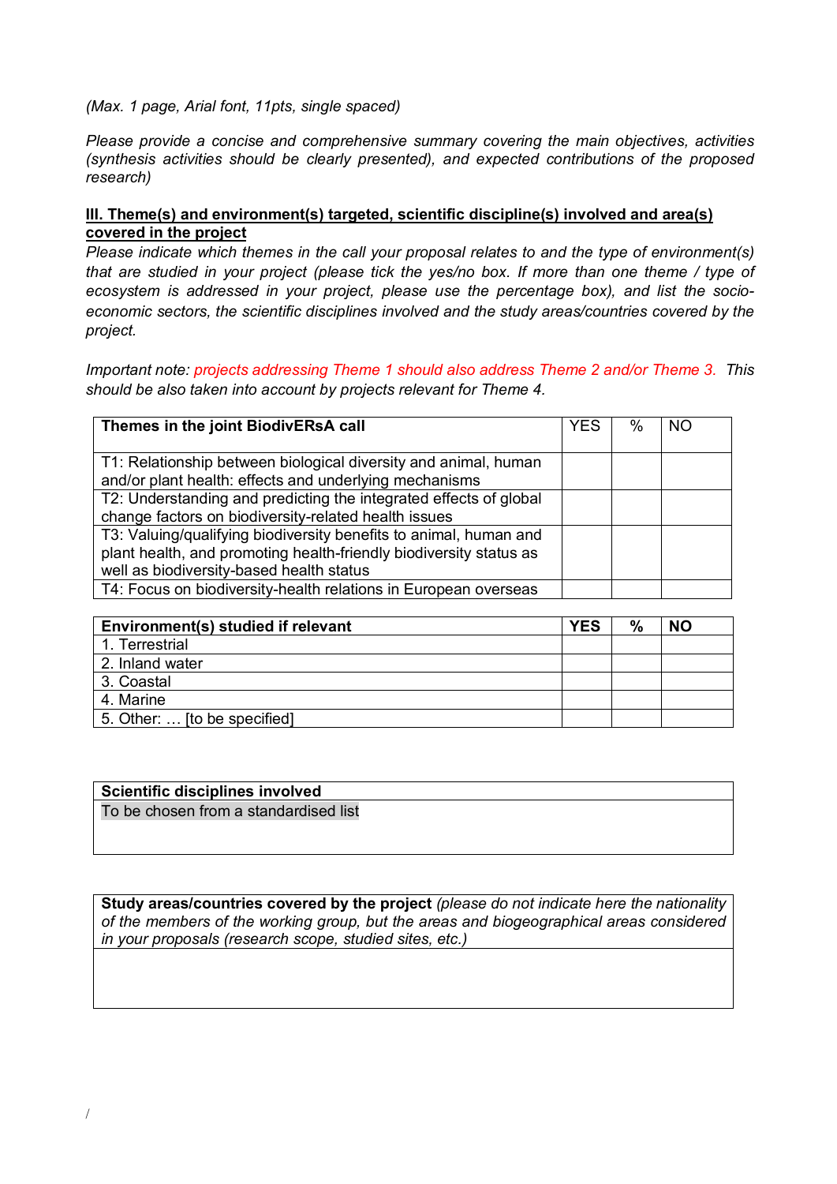*(Max. 1 page, Arial font, 11pts, single spaced)*

*Please provide a concise and comprehensive summary covering the main objectives, activities (synthesis activities should be clearly presented), and expected contributions of the proposed research)*

## III. Theme(s) and environment(s) targeted, scientific discipline(s) involved and area(s) covered in the project

*Please indicate which themes in the call your proposal relates to and the type of environment(s) that are studied in your project (please tick the yes/no box. If more than one theme / type of ecosystem is addressed in your project, please use the percentage box), and list the socio-economic sectors, the scientific disciplines involved and the study areas/countries covered by the project.*

*Important note: projects addressing Theme 1 should also address Theme 2 and/or Theme 3. This should be also taken into account by projects relevant for Theme 4.*

| **Themes in the joint BiodivERsA call** | YES | % | NO |
|---|---|---|---|
| T1: Relationship between biological diversity and animal, human and/or plant health: effects and underlying mechanisms | | | |
| T2: Understanding and predicting the integrated effects of global change factors on biodiversity-related health issues | | | |
| T3: Valuing/qualifying biodiversity benefits to animal, human and plant health, and promoting health-friendly biodiversity status as well as biodiversity-based health status | | | |
| T4: Focus on biodiversity-health relations in European overseas | | | |

| **Environment(s) studied if relevant** | **YES** | **%** | **NO** |
|---|---|---|---|
| 1. Terrestrial | | | |
| 2. Inland water | | | |
| 3. Coastal | | | |
| 4. Marine | | | |
| 5. Other: … [to be specified] | | | |

| **Scientific disciplines involved** |
|---|
| To be chosen from a standardised list |

| **Study areas/countries covered by the project** *(please do not indicate here the nationality of the members of the working group, but the areas and biogeographical areas considered in your proposals (research scope, studied sites, etc.)* |
|---|
| |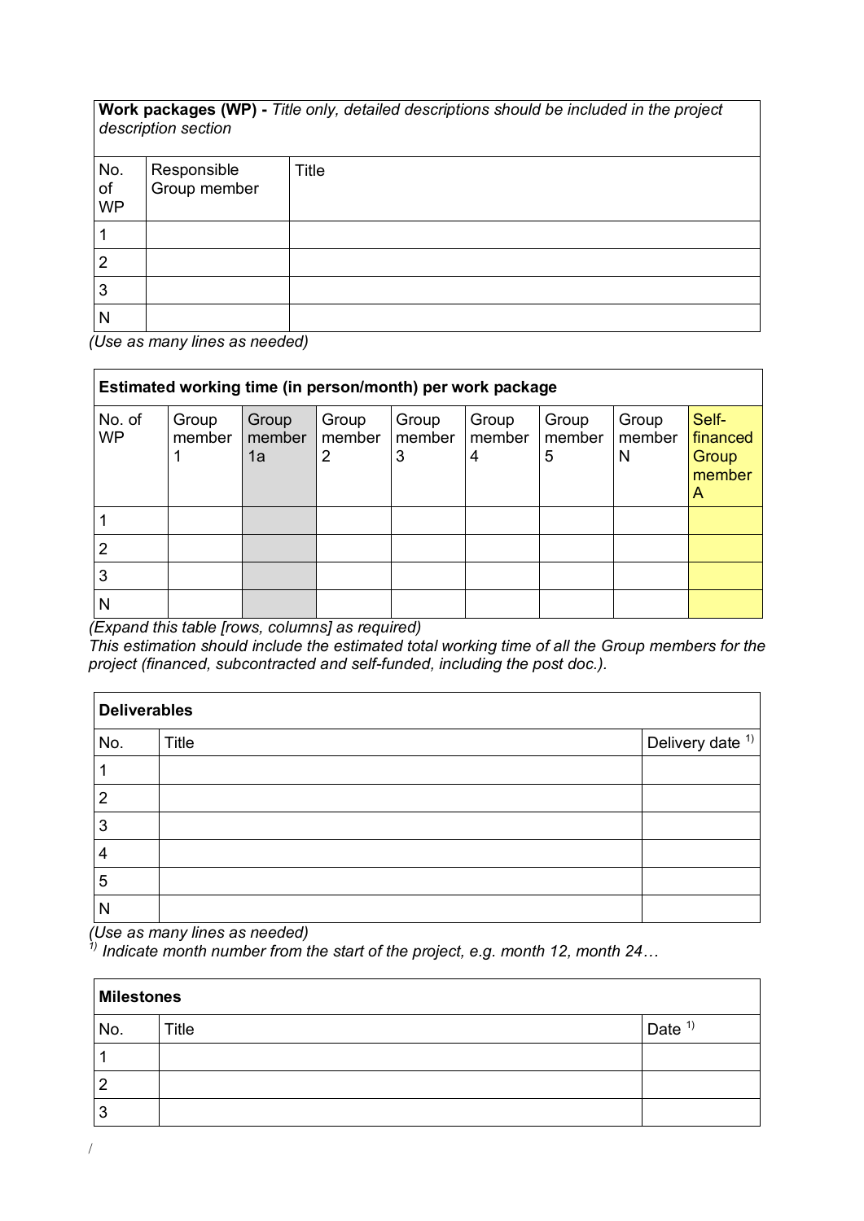| **Work packages (WP) -** *Title only, detailed descriptions should be included in the project description section* | | |
|---|---|---|
| No. of WP | Responsible Group member | Title |
| 1 | | |
| 2 | | |
| 3 | | |
| N | | |

*(Use as many lines as needed)*

| **Estimated working time (in person/month) per work package** | | | | | | | | |
|---|---|---|---|---|---|---|---|---|
| No. of WP | Group member 1 | Group member 1a | Group member 2 | Group member 3 | Group member 4 | Group member 5 | Group member N | Self-financed Group member A |
| 1 | | | | | | | | |
| 2 | | | | | | | | |
| 3 | | | | | | | | |
| N | | | | | | | | |

*(Expand this table [rows, columns] as required)*
*This estimation should include the estimated total working time of all the Group members for the project (financed, subcontracted and self-funded, including the post doc.).*

| **Deliverables** | | |
|---|---|---|
| No. | Title | Delivery date [1)] |
| 1 | | |
| 2 | | |
| 3 | | |
| 4 | | |
| 5 | | |
| N | | |

*(Use as many lines as needed)*
[1)] *Indicate month number from the start of the project, e.g. month 12, month 24…*

| **Milestones** | | |
|---|---|---|
| No. | Title | Date [1)] |
| 1 | | |
| 2 | | |
| 3 | | |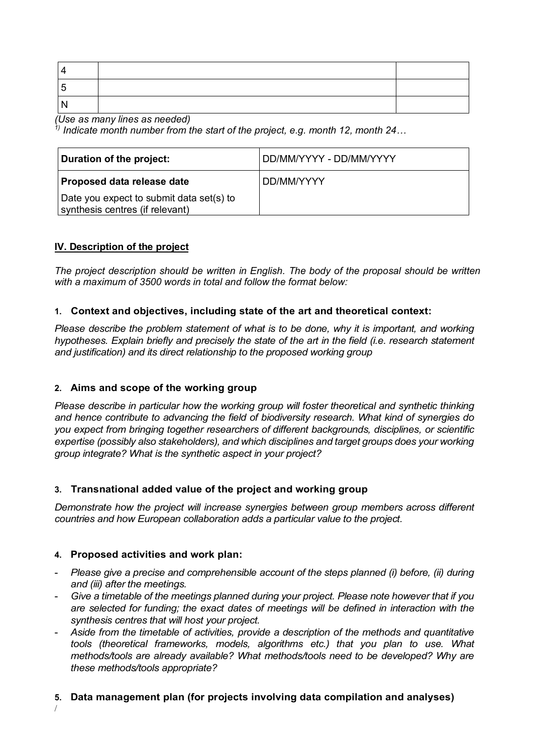| 4 | | |
|---|---|---|
| 5 | | |
| N | | |

*(Use as many lines as needed)*

*[1]) Indicate month number from the start of the project, e.g. month 12, month 24…*

| **Duration of the project:** | DD/MM/YYYY - DD/MM/YYYY |
|---|---|
| **Proposed data release date**<br>Date you expect to submit data set(s) to synthesis centres (if relevant) | DD/MM/YYYY |

## IV. Description of the project

*The project description should be written in English. The body of the proposal should be written with a maximum of 3500 words in total and follow the format below:*

### 1. Context and objectives, including state of the art and theoretical context:

*Please describe the problem statement of what is to be done, why it is important, and working hypotheses. Explain briefly and precisely the state of the art in the field (i.e. research statement and justification) and its direct relationship to the proposed working group*

### 2. Aims and scope of the working group

*Please describe in particular how the working group will foster theoretical and synthetic thinking and hence contribute to advancing the field of biodiversity research. What kind of synergies do you expect from bringing together researchers of different backgrounds, disciplines, or scientific expertise (possibly also stakeholders), and which disciplines and target groups does your working group integrate? What is the synthetic aspect in your project?*

### 3. Transnational added value of the project and working group

*Demonstrate how the project will increase synergies between group members across different countries and how European collaboration adds a particular value to the project.*

### 4. Proposed activities and work plan:

- *Please give a precise and comprehensible account of the steps planned (i) before, (ii) during and (iii) after the meetings.*
- *Give a timetable of the meetings planned during your project. Please note however that if you are selected for funding; the exact dates of meetings will be defined in interaction with the synthesis centres that will host your project.*
- *Aside from the timetable of activities, provide a description of the methods and quantitative tools (theoretical frameworks, models, algorithms etc.) that you plan to use. What methods/tools are already available? What methods/tools need to be developed? Why are these methods/tools appropriate?*

### 5. Data management plan (for projects involving data compilation and analyses)

/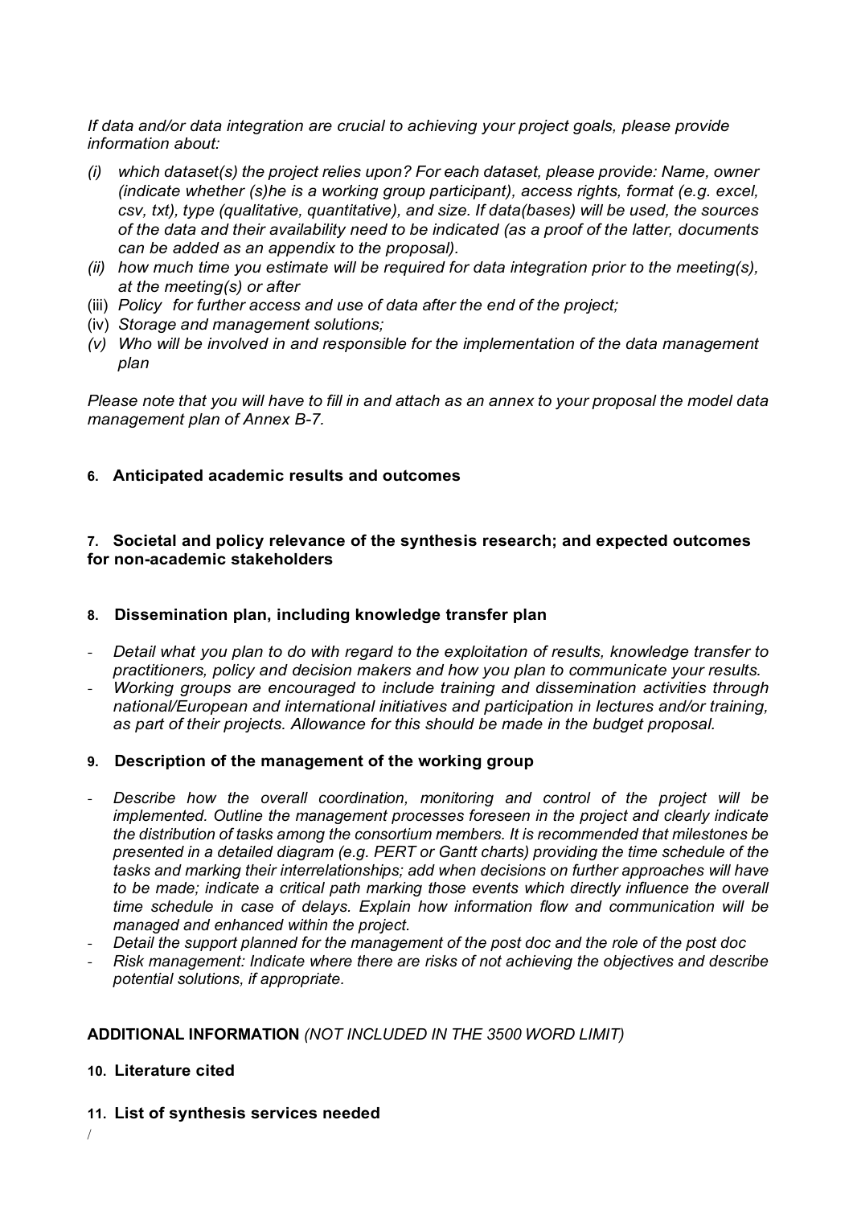*If data and/or data integration are crucial to achieving your project goals, please provide information about:*

*(i) which dataset(s) the project relies upon? For each dataset, please provide: Name, owner (indicate whether (s)he is a working group participant), access rights, format (e.g. excel, csv, txt), type (qualitative, quantitative), and size. If data(bases) will be used, the sources of the data and their availability need to be indicated (as a proof of the latter, documents can be added as an appendix to the proposal).*

*(ii) how much time you estimate will be required for data integration prior to the meeting(s), at the meeting(s) or after*

(iii) *Policy for further access and use of data after the end of the project;*

(iv) *Storage and management solutions;*

*(v) Who will be involved in and responsible for the implementation of the data management plan*

*Please note that you will have to fill in and attach as an annex to your proposal the model data management plan of Annex B-7.*

### 6. Anticipated academic results and outcomes

### 7. Societal and policy relevance of the synthesis research; and expected outcomes for non-academic stakeholders

### 8. Dissemination plan, including knowledge transfer plan

- *Detail what you plan to do with regard to the exploitation of results, knowledge transfer to practitioners, policy and decision makers and how you plan to communicate your results.*
- *Working groups are encouraged to include training and dissemination activities through national/European and international initiatives and participation in lectures and/or training, as part of their projects. Allowance for this should be made in the budget proposal.*

### 9. Description of the management of the working group

- *Describe how the overall coordination, monitoring and control of the project will be implemented. Outline the management processes foreseen in the project and clearly indicate the distribution of tasks among the consortium members. It is recommended that milestones be presented in a detailed diagram (e.g. PERT or Gantt charts) providing the time schedule of the tasks and marking their interrelationships; add when decisions on further approaches will have to be made; indicate a critical path marking those events which directly influence the overall time schedule in case of delays. Explain how information flow and communication will be managed and enhanced within the project.*
- *Detail the support planned for the management of the post doc and the role of the post doc*
- *Risk management: Indicate where there are risks of not achieving the objectives and describe potential solutions, if appropriate.*

**ADDITIONAL INFORMATION** *(NOT INCLUDED IN THE 3500 WORD LIMIT)*

### 10. Literature cited

### 11. List of synthesis services needed

/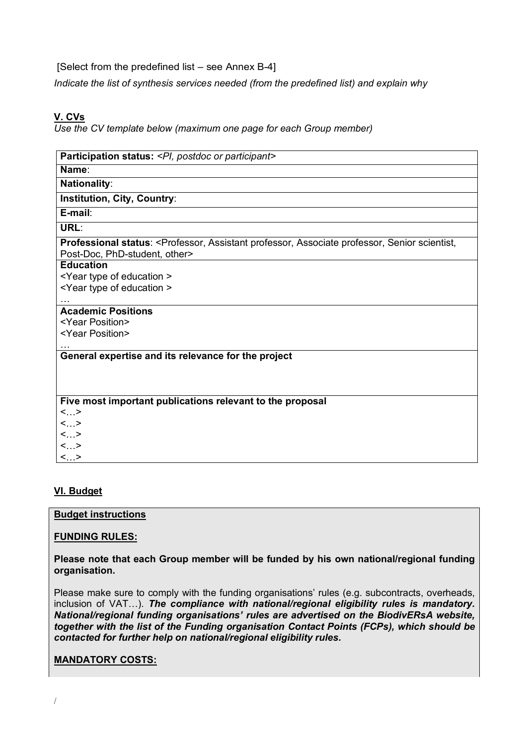[Select from the predefined list – see Annex B-4]

*Indicate the list of synthesis services needed (from the predefined list) and explain why*

## V. CVs

*Use the CV template below (maximum one page for each Group member)*

| **Participation status:** *<PI, postdoc or participant>* |
|---|
| **Name**: |
| **Nationality**: |
| **Institution, City, Country**: |
| **E-mail**: |
| **URL**: |
| **Professional status**: <Professor, Assistant professor, Associate professor, Senior scientist, Post-Doc, PhD-student, other> |
| **Education**<br><Year type of education ><br><Year type of education ><br>… |
| **Academic Positions**<br><Year Position><br><Year Position><br>… |
| **General expertise and its relevance for the project** |
| **Five most important publications relevant to the proposal**<br><…><br><…><br><…><br><…><br><…> |

## VI. Budget

**Budget instructions**

**FUNDING RULES:**

**Please note that each Group member will be funded by his own national/regional funding organisation.**

Please make sure to comply with the funding organisations' rules (e.g. subcontracts, overheads, inclusion of VAT…). ***The compliance with national/regional eligibility rules is mandatory. National/regional funding organisations' rules are advertised on the BiodivERsA website, together with the list of the Funding organisation Contact Points (FCPs), which should be contacted for further help on national/regional eligibility rules.***

**MANDATORY COSTS:**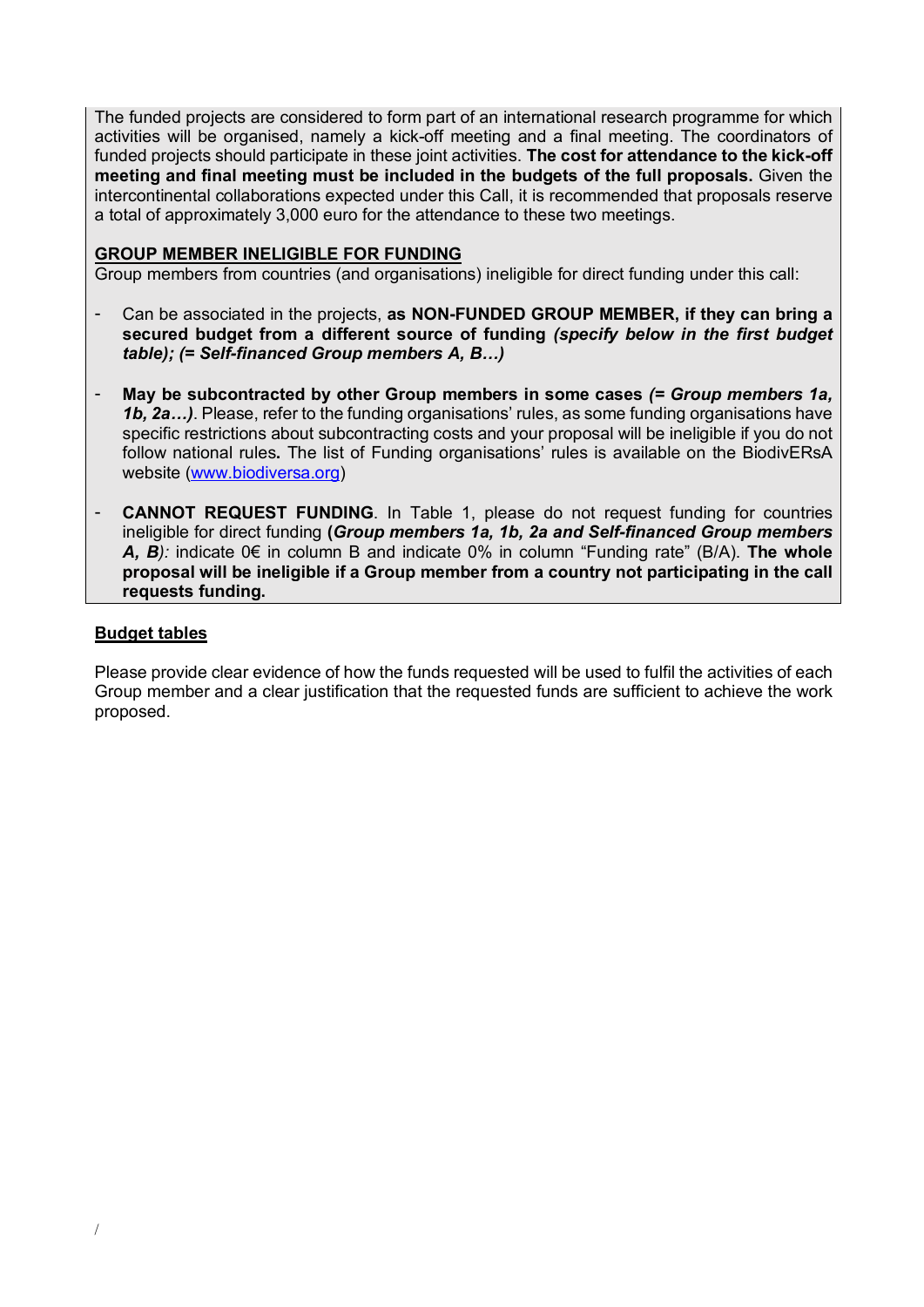The funded projects are considered to form part of an international research programme for which activities will be organised, namely a kick-off meeting and a final meeting. The coordinators of funded projects should participate in these joint activities. **The cost for attendance to the kick-off meeting and final meeting must be included in the budgets of the full proposals.** Given the intercontinental collaborations expected under this Call, it is recommended that proposals reserve a total of approximately 3,000 euro for the attendance to these two meetings.

**GROUP MEMBER INELIGIBLE FOR FUNDING**

Group members from countries (and organisations) ineligible for direct funding under this call:

- Can be associated in the projects, **as NON-FUNDED GROUP MEMBER, if they can bring a secured budget from a different source of funding** ***(specify below in the first budget table); (= Self-financed Group members A, B…)***

- **May be subcontracted by other Group members in some cases** ***(= Group members 1a, 1b, 2a…)***. Please, refer to the funding organisations' rules, as some funding organisations have specific restrictions about subcontracting costs and your proposal will be ineligible if you do not follow national rules**.** The list of Funding organisations' rules is available on the BiodivERsA website ([www.biodiversa.org](www.biodiversa.org))

- **CANNOT REQUEST FUNDING**. In Table 1, please do not request funding for countries ineligible for direct funding **(*Group members 1a, 1b, 2a and Self-financed Group members A, B*)**: indicate 0€ in column B and indicate 0% in column "Funding rate" (B/A). **The whole proposal will be ineligible if a Group member from a country not participating in the call requests funding.**

**Budget tables**

Please provide clear evidence of how the funds requested will be used to fulfil the activities of each Group member and a clear justification that the requested funds are sufficient to achieve the work proposed.